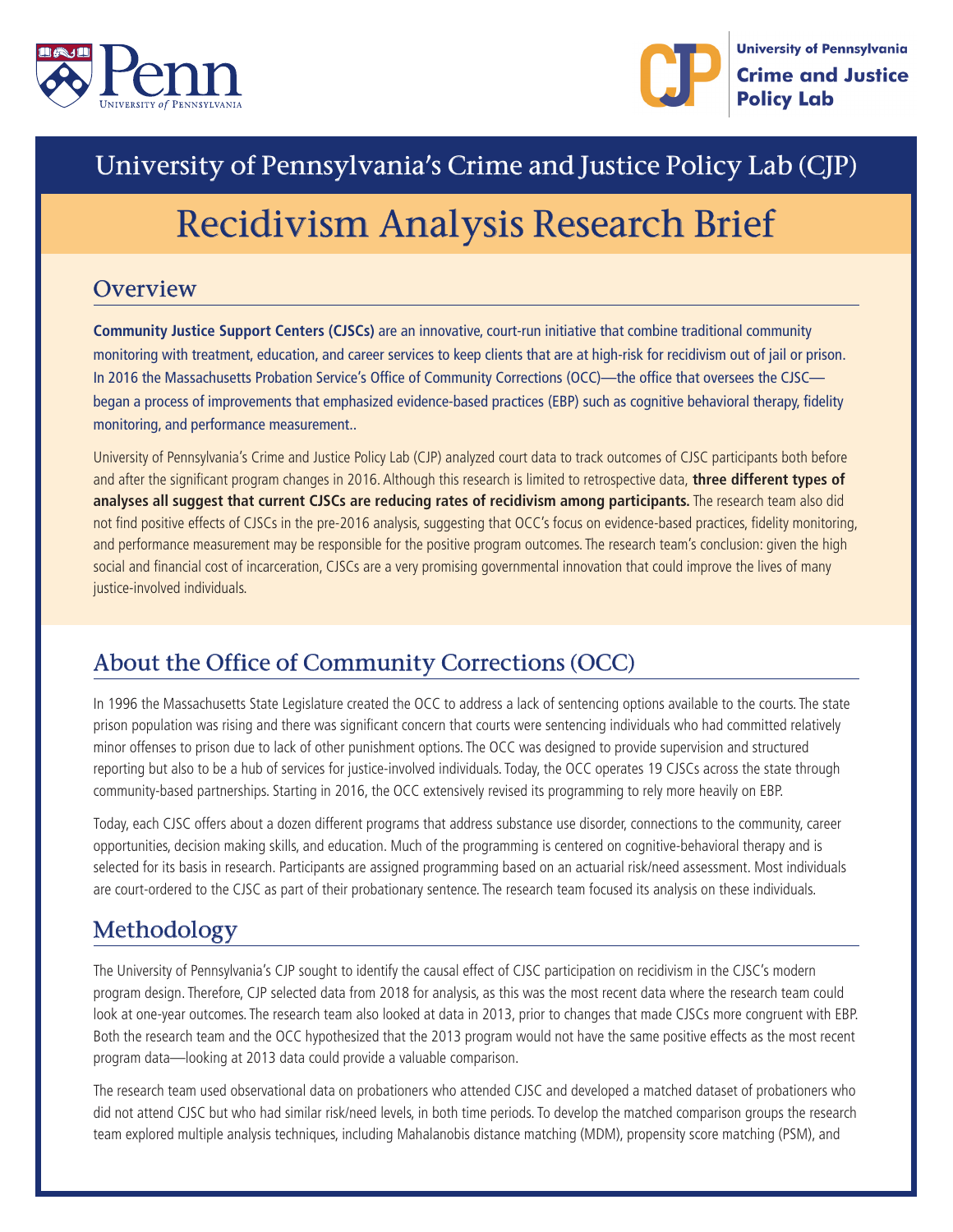University of Pennsylvania Crime and Justice Policy Lab

# University of Pennsylvania's Crime and Justice Policy Lab (CJP)

# Recidivism Analysis Research Brief

## Overview

**Community Justice Support Centers (CJSCs)** are an innovative, court-run initiative that combine traditional community monitoring with treatment, education, and career services to keep clients that are at high-risk for recidivism out of jail or prison. In 2016 the Massachusetts Probation Service's Office of Community Corrections (OCC)—the office that oversees the CJSC—began a process of improvements that emphasized evidence-based practices (EBP) such as cognitive behavioral therapy, fidelity monitoring, and performance measurement..

University of Pennsylvania's Crime and Justice Policy Lab (CJP) analyzed court data to track outcomes of CJSC participants both before and after the significant program changes in 2016. Although this research is limited to retrospective data, **three different types of analyses all suggest that current CJSCs are reducing rates of recidivism among participants.** The research team also did not find positive effects of CJSCs in the pre-2016 analysis, suggesting that OCC's focus on evidence-based practices, fidelity monitoring, and performance measurement may be responsible for the positive program outcomes. The research team's conclusion: given the high social and financial cost of incarceration, CJSCs are a very promising governmental innovation that could improve the lives of many justice-involved individuals.

## About the Office of Community Corrections (OCC)

In 1996 the Massachusetts State Legislature created the OCC to address a lack of sentencing options available to the courts. The state prison population was rising and there was significant concern that courts were sentencing individuals who had committed relatively minor offenses to prison due to lack of other punishment options. The OCC was designed to provide supervision and structured reporting but also to be a hub of services for justice-involved individuals. Today, the OCC operates 19 CJSCs across the state through community-based partnerships. Starting in 2016, the OCC extensively revised its programming to rely more heavily on EBP.

Today, each CJSC offers about a dozen different programs that address substance use disorder, connections to the community, career opportunities, decision making skills, and education. Much of the programming is centered on cognitive-behavioral therapy and is selected for its basis in research. Participants are assigned programming based on an actuarial risk/need assessment. Most individuals are court-ordered to the CJSC as part of their probationary sentence. The research team focused its analysis on these individuals.

## Methodology

The University of Pennsylvania's CJP sought to identify the causal effect of CJSC participation on recidivism in the CJSC's modern program design. Therefore, CJP selected data from 2018 for analysis, as this was the most recent data where the research team could look at one-year outcomes. The research team also looked at data in 2013, prior to changes that made CJSCs more congruent with EBP. Both the research team and the OCC hypothesized that the 2013 program would not have the same positive effects as the most recent program data—looking at 2013 data could provide a valuable comparison.

The research team used observational data on probationers who attended CJSC and developed a matched dataset of probationers who did not attend CJSC but who had similar risk/need levels, in both time periods. To develop the matched comparison groups the research team explored multiple analysis techniques, including Mahalanobis distance matching (MDM), propensity score matching (PSM), and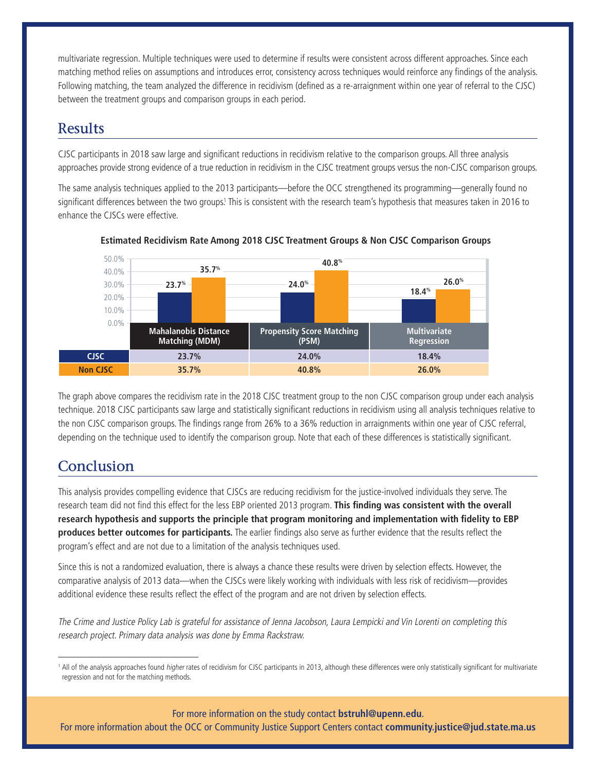multivariate regression. Multiple techniques were used to determine if results were consistent across different approaches. Since each matching method relies on assumptions and introduces error, consistency across techniques would reinforce any findings of the analysis. Following matching, the team analyzed the difference in recidivism (defined as a re-arraignment within one year of referral to the CJSC) between the treatment groups and comparison groups in each period.

## Results

CJSC participants in 2018 saw large and significant reductions in recidivism relative to the comparison groups. All three analysis approaches provide strong evidence of a true reduction in recidivism in the CJSC treatment groups versus the non-CJSC comparison groups.

The same analysis techniques applied to the 2013 participants—before the OCC strengthened its programming—generally found no significant differences between the two groups.[1] This is consistent with the research team's hypothesis that measures taken in 2016 to enhance the CJSCs were effective.

**Estimated Recidivism Rate Among 2018 CJSC Treatment Groups & Non CJSC Comparison Groups**

50.0%
40.0%
30.0%
20.0%
10.0%
0.0%

23.7% 35.7%
24.0% 40.8%
18.4% 26.0%

| | Mahalanobis Distance Matching (MDM) | Propensity Score Matching (PSM) | Multivariate Regression |
|---|---|---|---|
| CJSC | 23.7% | 24.0% | 18.4% |
| Non CJSC | 35.7% | 40.8% | 26.0% |

The graph above compares the recidivism rate in the 2018 CJSC treatment group to the non CJSC comparison group under each analysis technique. 2018 CJSC participants saw large and statistically significant reductions in recidivism using all analysis techniques relative to the non CJSC comparison groups. The findings range from 26% to a 36% reduction in arraignments within one year of CJSC referral, depending on the technique used to identify the comparison group. Note that each of these differences is statistically significant.

## Conclusion

This analysis provides compelling evidence that CJSCs are reducing recidivism for the justice-involved individuals they serve. The research team did not find this effect for the less EBP oriented 2013 program. **This finding was consistent with the overall research hypothesis and supports the principle that program monitoring and implementation with fidelity to EBP produces better outcomes for participants.** The earlier findings also serve as further evidence that the results reflect the program's effect and are not due to a limitation of the analysis techniques used.

Since this is not a randomized evaluation, there is always a chance these results were driven by selection effects. However, the comparative analysis of 2013 data—when the CJSCs were likely working with individuals with less risk of recidivism—provides additional evidence these results reflect the effect of the program and are not driven by selection effects.

*The Crime and Justice Policy Lab is grateful for assistance of Jenna Jacobson, Laura Lempicki and Vin Lorenti on completing this research project. Primary data analysis was done by Emma Rackstraw.*

[1] All of the analysis approaches found *higher* rates of recidivism for CJSC participants in 2013, although these differences were only statistically significant for multivariate regression and not for the matching methods.

For more information on the study contact **bstruhl@upenn.edu**.
For more information about the OCC or Community Justice Support Centers contact **community.justice@jud.state.ma.us**